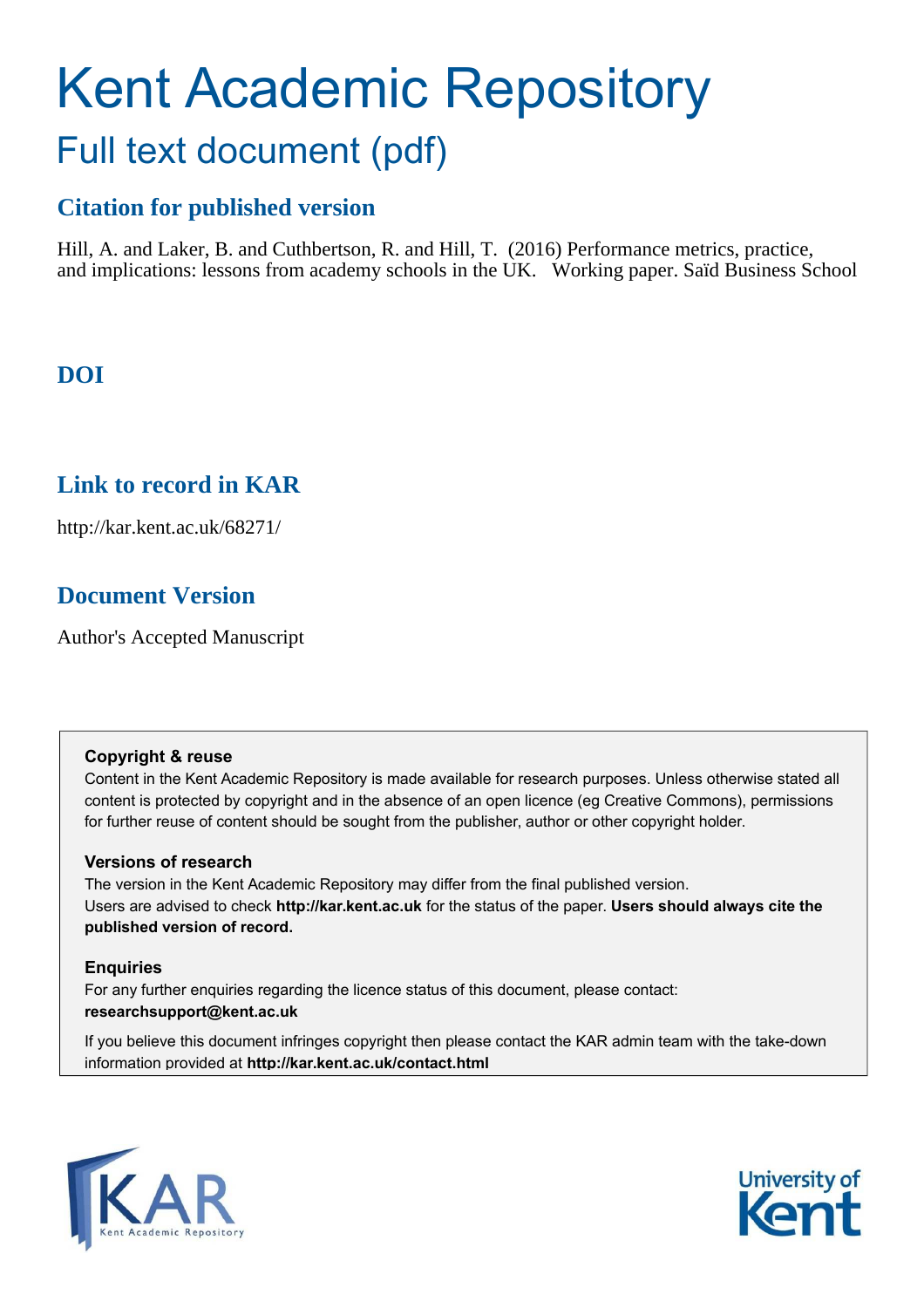# Kent Academic Repository

## Full text document (pdf)

### Citation for published version

Hill, A. and Laker, B. and Cuthbertson, R. and Hill, T. (2016) Performance metrics, practice, and implications: lessons from academy schools in the UK. Working paper. Saïd Business School

### DOI

### Link to record in KAR

http://kar.kent.ac.uk/68271/

### Document Version

Author's Accepted Manuscript

**Copyright & reuse**

Content in the Kent Academic Repository is made available for research purposes. Unless otherwise stated all content is protected by copyright and in the absence of an open licence (eg Creative Commons), permissions for further reuse of content should be sought from the publisher, author or other copyright holder.

**Versions of research**

The version in the Kent Academic Repository may differ from the final published version. Users are advised to check **http://kar.kent.ac.uk** for the status of the paper. **Users should always cite the published version of record.**

**Enquiries**

For any further enquiries regarding the licence status of this document, please contact: **researchsupport@kent.ac.uk**

If you believe this document infringes copyright then please contact the KAR admin team with the take-down information provided at **http://kar.kent.ac.uk/contact.html**

KAR Kent Academic Repository

University of Kent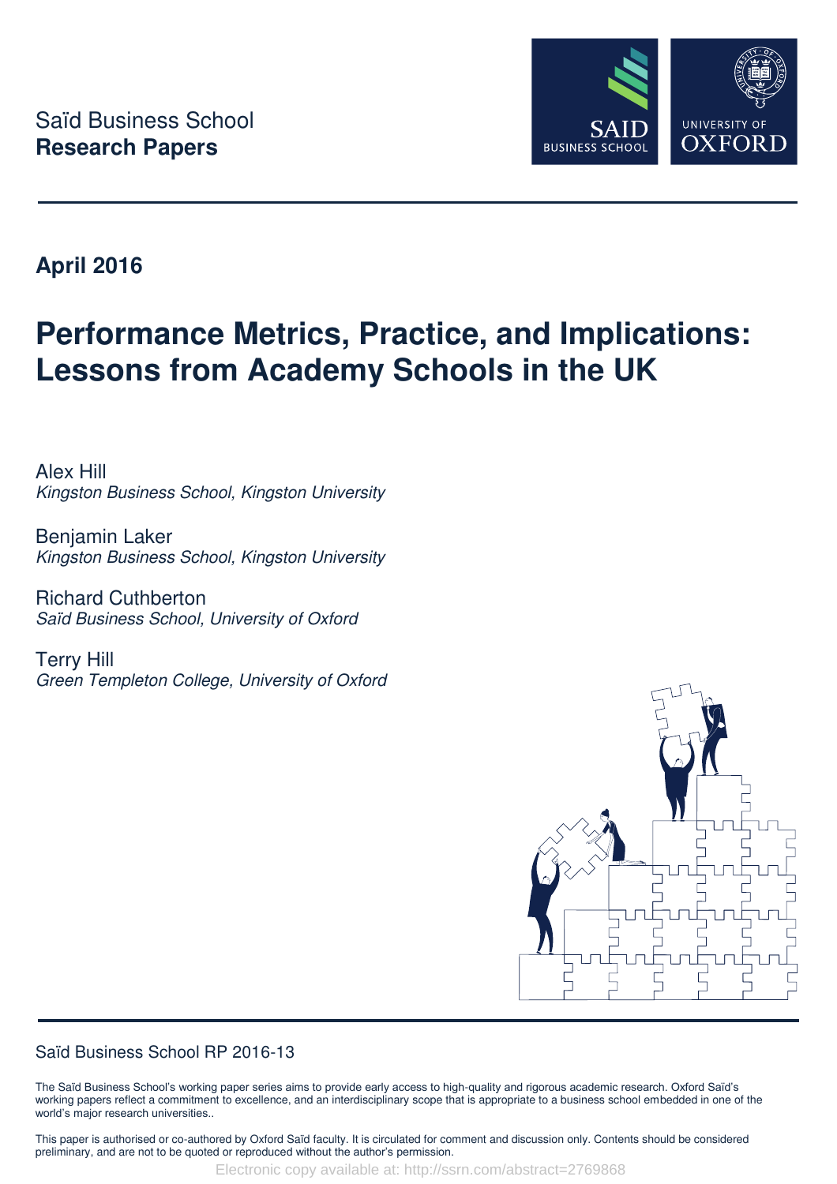Saïd Business School
**Research Papers**

**April 2016**

# Performance Metrics, Practice, and Implications: Lessons from Academy Schools in the UK

Alex Hill
*Kingston Business School, Kingston University*

Benjamin Laker
*Kingston Business School, Kingston University*

Richard Cuthberton
*Saïd Business School, University of Oxford*

Terry Hill
*Green Templeton College, University of Oxford*

Saïd Business School RP 2016-13

The Saïd Business School's working paper series aims to provide early access to high-quality and rigorous academic research. Oxford Saïd's working papers reflect a commitment to excellence, and an interdisciplinary scope that is appropriate to a business school embedded in one of the world's major research universities..

This paper is authorised or co-authored by Oxford Saïd faculty. It is circulated for comment and discussion only. Contents should be considered preliminary, and are not to be quoted or reproduced without the author's permission.

Electronic copy available at: http://ssrn.com/abstract=2769868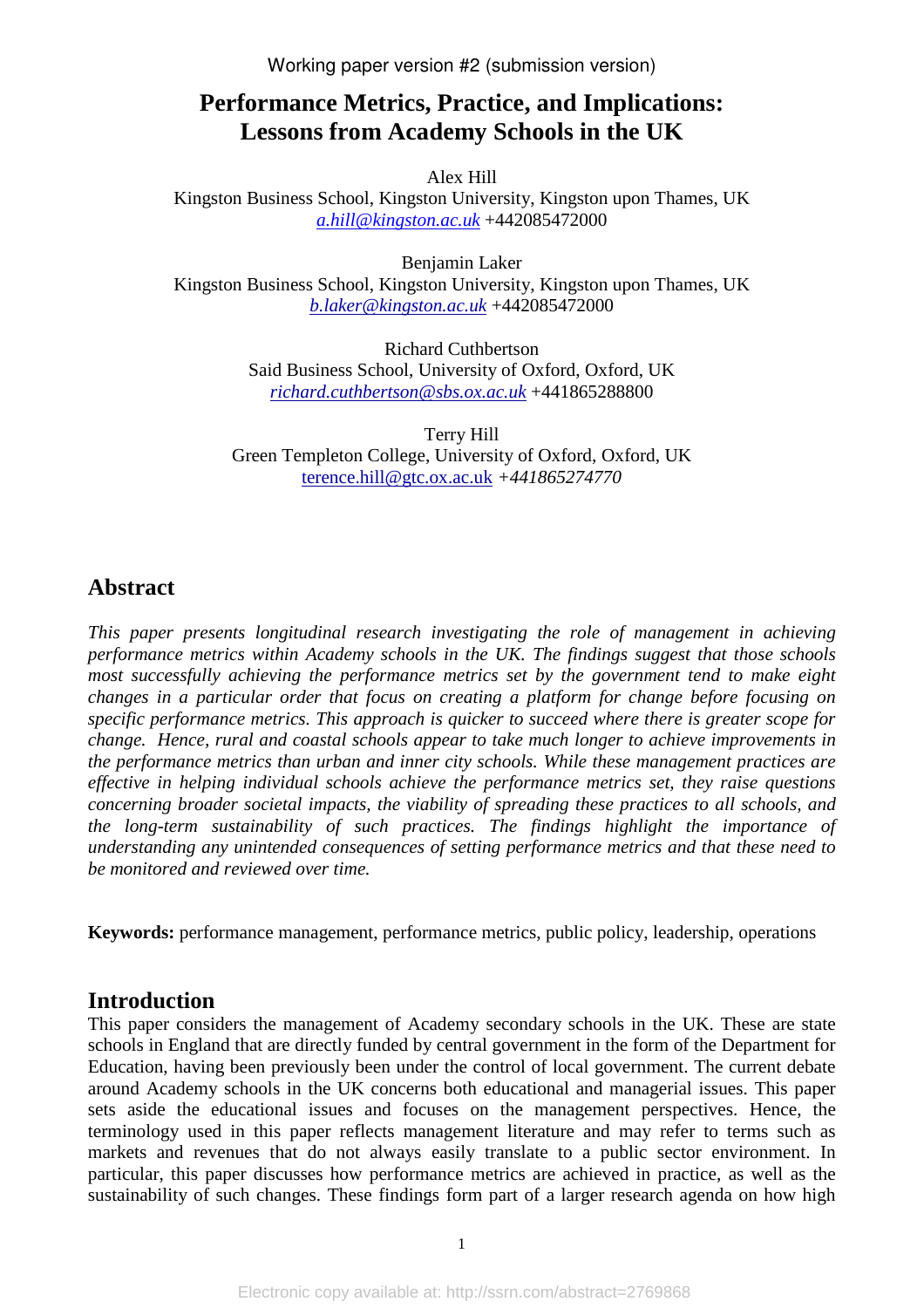Working paper version #2 (submission version)

# Performance Metrics, Practice, and Implications: Lessons from Academy Schools in the UK

Alex Hill
Kingston Business School, Kingston University, Kingston upon Thames, UK
*a.hill@kingston.ac.uk* +442085472000

Benjamin Laker
Kingston Business School, Kingston University, Kingston upon Thames, UK
*b.laker@kingston.ac.uk* +442085472000

Richard Cuthbertson
Said Business School, University of Oxford, Oxford, UK
*richard.cuthbertson@sbs.ox.ac.uk* +441865288800

Terry Hill
Green Templeton College, University of Oxford, Oxford, UK
terence.hill@gtc.ox.ac.uk *+441865274770*

## Abstract

*This paper presents longitudinal research investigating the role of management in achieving performance metrics within Academy schools in the UK. The findings suggest that those schools most successfully achieving the performance metrics set by the government tend to make eight changes in a particular order that focus on creating a platform for change before focusing on specific performance metrics. This approach is quicker to succeed where there is greater scope for change. Hence, rural and coastal schools appear to take much longer to achieve improvements in the performance metrics than urban and inner city schools. While these management practices are effective in helping individual schools achieve the performance metrics set, they raise questions concerning broader societal impacts, the viability of spreading these practices to all schools, and the long-term sustainability of such practices. The findings highlight the importance of understanding any unintended consequences of setting performance metrics and that these need to be monitored and reviewed over time.*

**Keywords:** performance management, performance metrics, public policy, leadership, operations

## Introduction

This paper considers the management of Academy secondary schools in the UK. These are state schools in England that are directly funded by central government in the form of the Department for Education, having been previously been under the control of local government. The current debate around Academy schools in the UK concerns both educational and managerial issues. This paper sets aside the educational issues and focuses on the management perspectives. Hence, the terminology used in this paper reflects management literature and may refer to terms such as markets and revenues that do not always easily translate to a public sector environment. In particular, this paper discusses how performance metrics are achieved in practice, as well as the sustainability of such changes. These findings form part of a larger research agenda on how high

Electronic copy available at: http://ssrn.com/abstract=2769868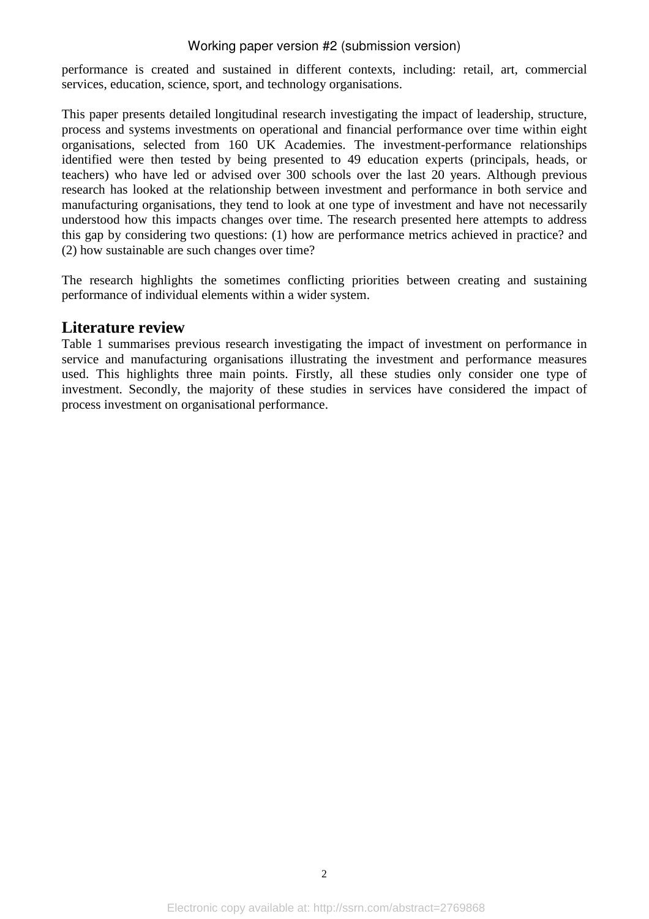performance is created and sustained in different contexts, including: retail, art, commercial services, education, science, sport, and technology organisations.

This paper presents detailed longitudinal research investigating the impact of leadership, structure, process and systems investments on operational and financial performance over time within eight organisations, selected from 160 UK Academies. The investment-performance relationships identified were then tested by being presented to 49 education experts (principals, heads, or teachers) who have led or advised over 300 schools over the last 20 years. Although previous research has looked at the relationship between investment and performance in both service and manufacturing organisations, they tend to look at one type of investment and have not necessarily understood how this impacts changes over time. The research presented here attempts to address this gap by considering two questions: (1) how are performance metrics achieved in practice? and (2) how sustainable are such changes over time?

The research highlights the sometimes conflicting priorities between creating and sustaining performance of individual elements within a wider system.

## Literature review

Table 1 summarises previous research investigating the impact of investment on performance in service and manufacturing organisations illustrating the investment and performance measures used. This highlights three main points. Firstly, all these studies only consider one type of investment. Secondly, the majority of these studies in services have considered the impact of process investment on organisational performance.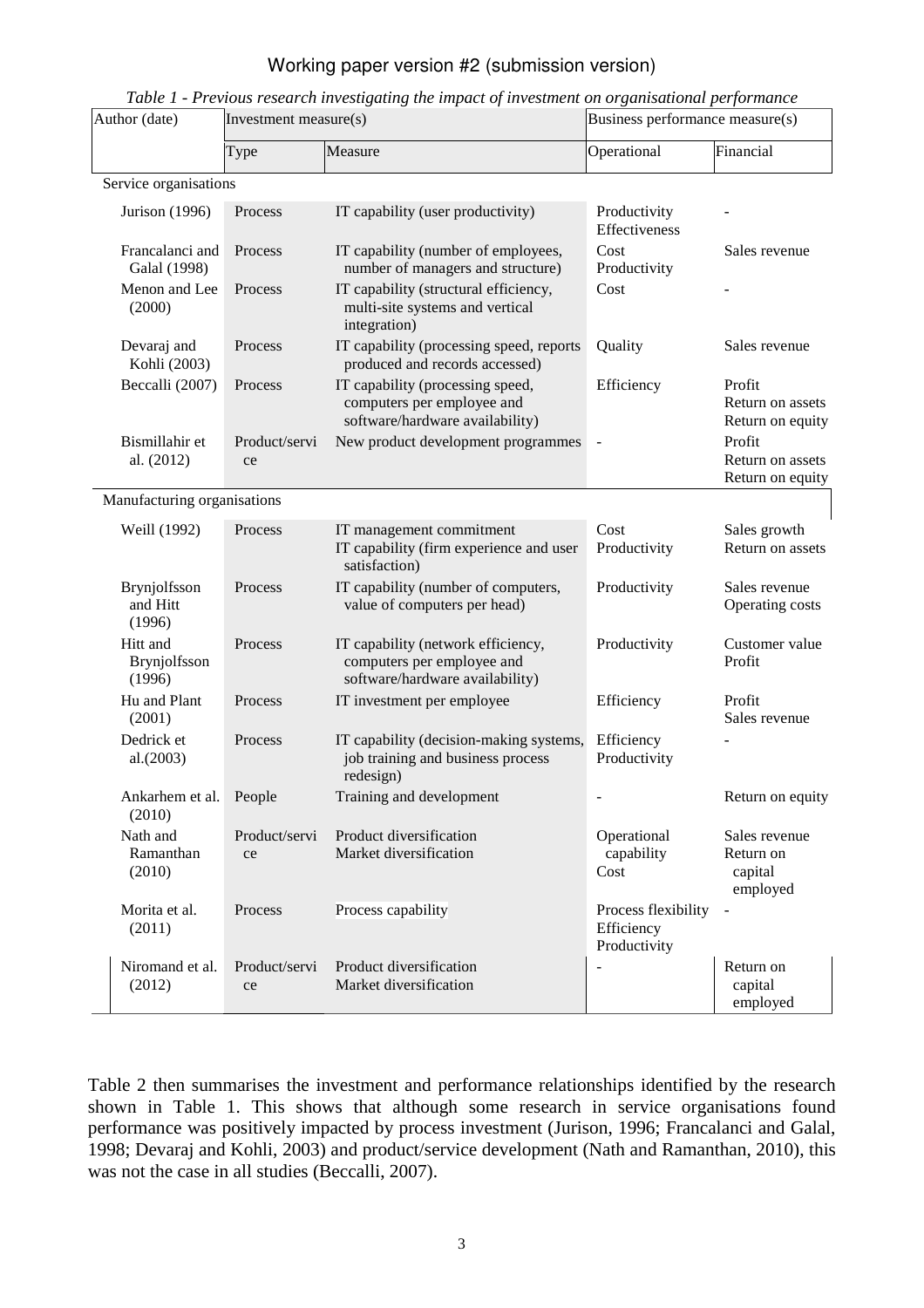Working paper version #2 (submission version)

*Table 1 - Previous research investigating the impact of investment on organisational performance*

| Author (date) | Investment measure(s) | | Business performance measure(s) | |
|---|---|---|---|---|
| | Type | Measure | Operational | Financial |
| Service organisations | | | | |
| Jurison (1996) | Process | IT capability (user productivity) | Productivity<br>Effectiveness | - |
| Francalanci and Galal (1998) | Process | IT capability (number of employees, number of managers and structure) | Cost<br>Productivity | Sales revenue |
| Menon and Lee (2000) | Process | IT capability (structural efficiency, multi-site systems and vertical integration) | Cost | - |
| Devaraj and Kohli (2003) | Process | IT capability (processing speed, reports produced and records accessed) | Quality | Sales revenue |
| Beccalli (2007) | Process | IT capability (processing speed, computers per employee and software/hardware availability) | Efficiency | Profit<br>Return on assets<br>Return on equity |
| Bismillahir et al. (2012) | Product/service | New product development programmes | - | Profit<br>Return on assets<br>Return on equity |
| Manufacturing organisations | | | | |
| Weill (1992) | Process | IT management commitment<br>IT capability (firm experience and user satisfaction) | Cost<br>Productivity | Sales growth<br>Return on assets |
| Brynjolfsson and Hitt (1996) | Process | IT capability (number of computers, value of computers per head) | Productivity | Sales revenue<br>Operating costs |
| Hitt and Brynjolfsson (1996) | Process | IT capability (network efficiency, computers per employee and software/hardware availability) | Productivity | Customer value<br>Profit |
| Hu and Plant (2001) | Process | IT investment per employee | Efficiency | Profit<br>Sales revenue |
| Dedrick et al.(2003) | Process | IT capability (decision-making systems, job training and business process redesign) | Efficiency<br>Productivity | - |
| Ankarhem et al. (2010) | People | Training and development | - | Return on equity |
| Nath and Ramanthan (2010) | Product/service | Product diversification<br>Market diversification | Operational capability<br>Cost | Sales revenue<br>Return on capital employed |
| Morita et al. (2011) | Process | Process capability | Process flexibility<br>Efficiency<br>Productivity | - |
| Niromand et al. (2012) | Product/service | Product diversification<br>Market diversification | - | Return on capital employed |

Table 2 then summarises the investment and performance relationships identified by the research shown in Table 1. This shows that although some research in service organisations found performance was positively impacted by process investment (Jurison, 1996; Francalanci and Galal, 1998; Devaraj and Kohli, 2003) and product/service development (Nath and Ramanthan, 2010), this was not the case in all studies (Beccalli, 2007).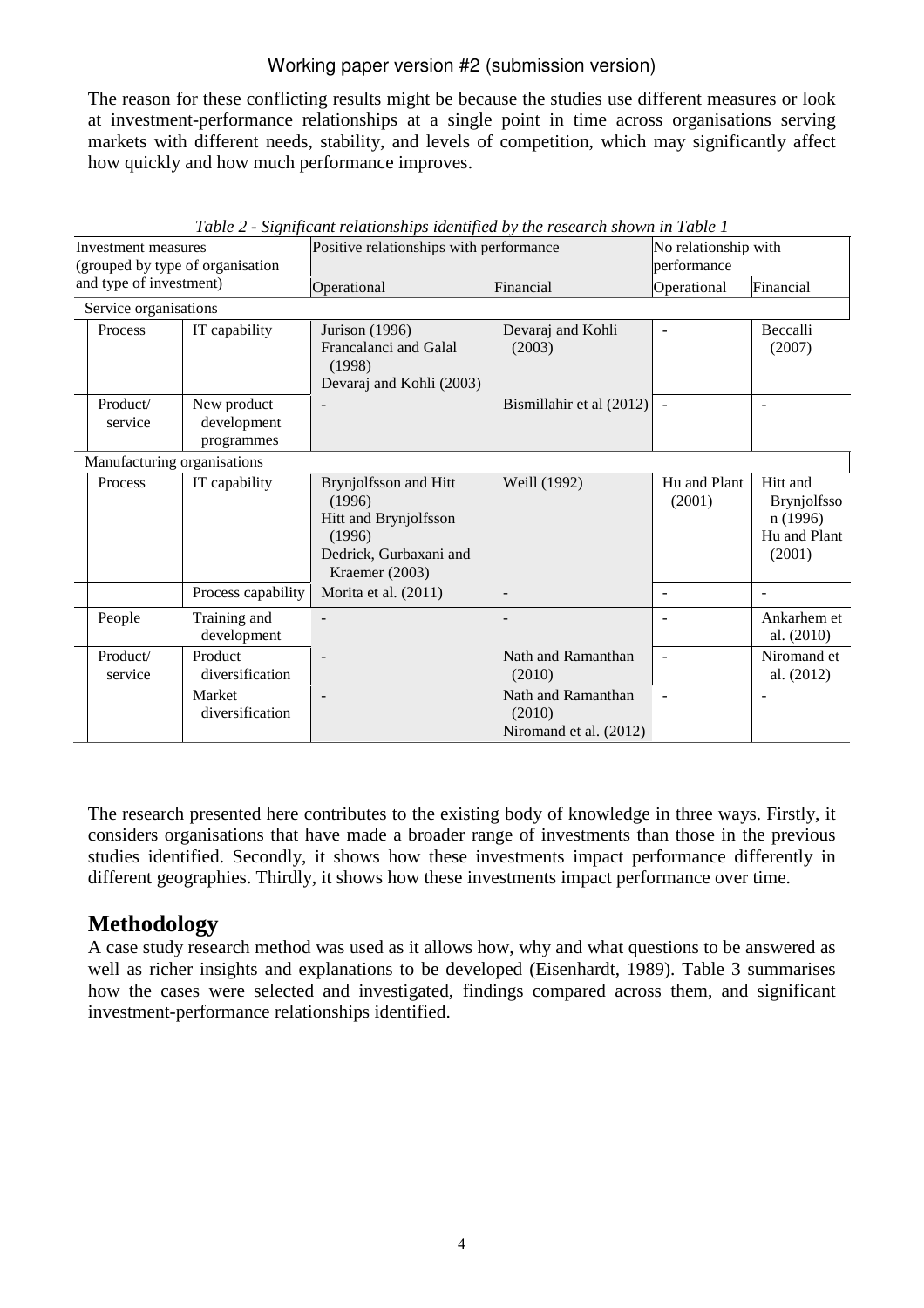The reason for these conflicting results might be because the studies use different measures or look at investment-performance relationships at a single point in time across organisations serving markets with different needs, stability, and levels of competition, which may significantly affect how quickly and how much performance improves.

*Table 2 - Significant relationships identified by the research shown in Table 1*

| Investment measures (grouped by type of organisation and type of investment) | | Positive relationships with performance | | No relationship with performance | |
|---|---|---|---|---|---|
| | | Operational | Financial | Operational | Financial |
| Service organisations | | | | | |
| Process | IT capability | Jurison (1996)<br>Francalanci and Galal (1998)<br>Devaraj and Kohli (2003) | Devaraj and Kohli (2003) | - | Beccalli (2007) |
| Product/ service | New product development programmes | - | Bismillahir et al (2012) | - | - |
| Manufacturing organisations | | | | | |
| Process | IT capability | Brynjolfsson and Hitt (1996)<br>Hitt and Brynjolfsson (1996)<br>Dedrick, Gurbaxani and Kraemer (2003) | Weill (1992) | Hu and Plant (2001) | Hitt and Brynjolfsson (1996)<br>Hu and Plant (2001) |
| | Process capability | Morita et al. (2011) | - | - | - |
| People | Training and development | - | - | - | Ankarhem et al. (2010) |
| Product/ service | Product diversification | - | Nath and Ramanthan (2010) | - | Niromand et al. (2012) |
| | Market diversification | - | Nath and Ramanthan (2010)<br>Niromand et al. (2012) | - | - |

The research presented here contributes to the existing body of knowledge in three ways. Firstly, it considers organisations that have made a broader range of investments than those in the previous studies identified. Secondly, it shows how these investments impact performance differently in different geographies. Thirdly, it shows how these investments impact performance over time.

## Methodology

A case study research method was used as it allows how, why and what questions to be answered as well as richer insights and explanations to be developed (Eisenhardt, 1989). Table 3 summarises how the cases were selected and investigated, findings compared across them, and significant investment-performance relationships identified.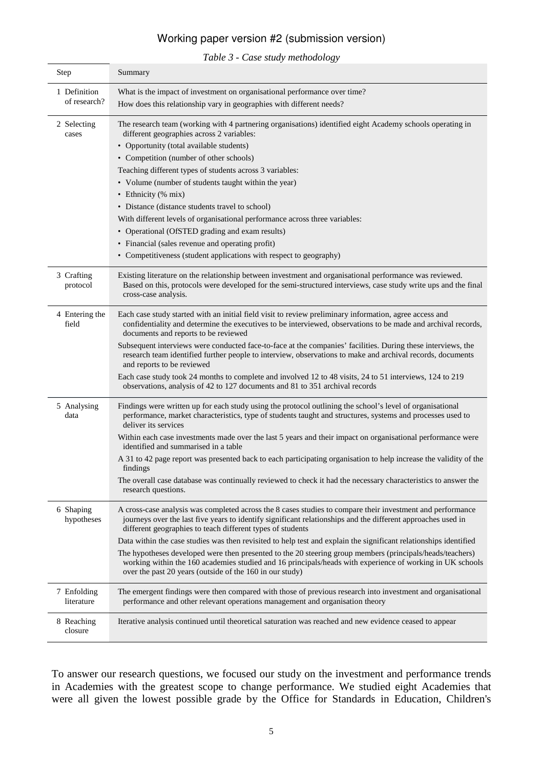Working paper version #2 (submission version)

*Table 3 - Case study methodology*

| Step | Summary |
|---|---|
| 1 Definition of research? | What is the impact of investment on organisational performance over time?<br>How does this relationship vary in geographies with different needs? |
| 2 Selecting cases | The research team (working with 4 partnering organisations) identified eight Academy schools operating in different geographies across 2 variables:<br>• Opportunity (total available students)<br>• Competition (number of other schools)<br>Teaching different types of students across 3 variables:<br>• Volume (number of students taught within the year)<br>• Ethnicity (% mix)<br>• Distance (distance students travel to school)<br>With different levels of organisational performance across three variables:<br>• Operational (OfSTED grading and exam results)<br>• Financial (sales revenue and operating profit)<br>• Competitiveness (student applications with respect to geography) |
| 3 Crafting protocol | Existing literature on the relationship between investment and organisational performance was reviewed. Based on this, protocols were developed for the semi-structured interviews, case study write ups and the final cross-case analysis. |
| 4 Entering the field | Each case study started with an initial field visit to review preliminary information, agree access and confidentiality and determine the executives to be interviewed, observations to be made and archival records, documents and reports to be reviewed<br>Subsequent interviews were conducted face-to-face at the companies' facilities. During these interviews, the research team identified further people to interview, observations to make and archival records, documents and reports to be reviewed<br>Each case study took 24 months to complete and involved 12 to 48 visits, 24 to 51 interviews, 124 to 219 observations, analysis of 42 to 127 documents and 81 to 351 archival records |
| 5 Analysing data | Findings were written up for each study using the protocol outlining the school's level of organisational performance, market characteristics, type of students taught and structures, systems and processes used to deliver its services<br>Within each case investments made over the last 5 years and their impact on organisational performance were identified and summarised in a table<br>A 31 to 42 page report was presented back to each participating organisation to help increase the validity of the findings<br>The overall case database was continually reviewed to check it had the necessary characteristics to answer the research questions. |
| 6 Shaping hypotheses | A cross-case analysis was completed across the 8 cases studies to compare their investment and performance journeys over the last five years to identify significant relationships and the different approaches used in different geographies to teach different types of students<br>Data within the case studies was then revisited to help test and explain the significant relationships identified<br>The hypotheses developed were then presented to the 20 steering group members (principals/heads/teachers) working within the 160 academies studied and 16 principals/heads with experience of working in UK schools over the past 20 years (outside of the 160 in our study) |
| 7 Enfolding literature | The emergent findings were then compared with those of previous research into investment and organisational performance and other relevant operations management and organisation theory |
| 8 Reaching closure | Iterative analysis continued until theoretical saturation was reached and new evidence ceased to appear |

To answer our research questions, we focused our study on the investment and performance trends in Academies with the greatest scope to change performance. We studied eight Academies that were all given the lowest possible grade by the Office for Standards in Education, Children's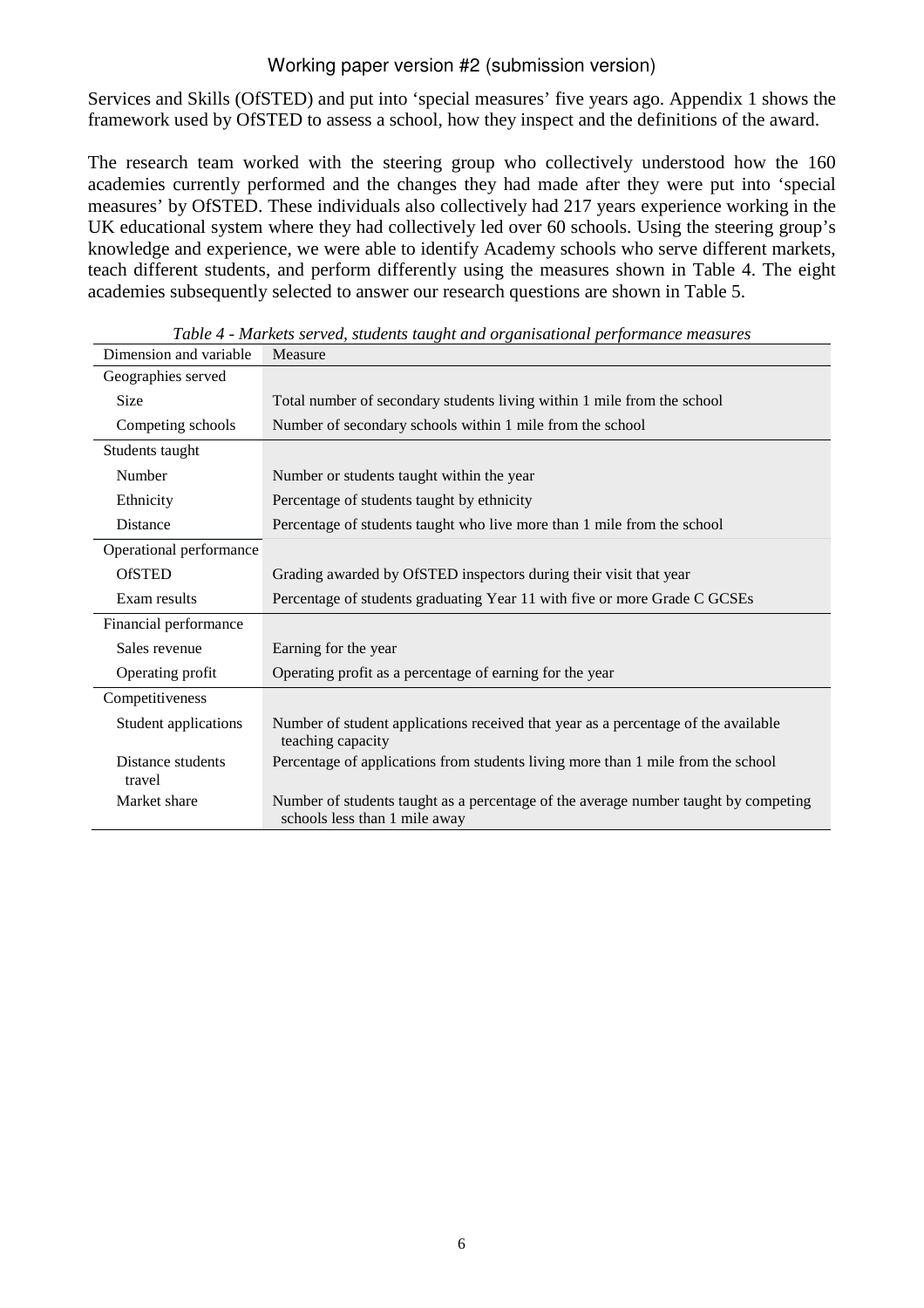Services and Skills (OfSTED) and put into 'special measures' five years ago. Appendix 1 shows the framework used by OfSTED to assess a school, how they inspect and the definitions of the award.

The research team worked with the steering group who collectively understood how the 160 academies currently performed and the changes they had made after they were put into 'special measures' by OfSTED. These individuals also collectively had 217 years experience working in the UK educational system where they had collectively led over 60 schools. Using the steering group's knowledge and experience, we were able to identify Academy schools who serve different markets, teach different students, and perform differently using the measures shown in Table 4. The eight academies subsequently selected to answer our research questions are shown in Table 5.

*Table 4 - Markets served, students taught and organisational performance measures*

| Dimension and variable | Measure |
|---|---|
| Geographies served | |
| Size | Total number of secondary students living within 1 mile from the school |
| Competing schools | Number of secondary schools within 1 mile from the school |
| Students taught | |
| Number | Number or students taught within the year |
| Ethnicity | Percentage of students taught by ethnicity |
| Distance | Percentage of students taught who live more than 1 mile from the school |
| Operational performance | |
| OfSTED | Grading awarded by OfSTED inspectors during their visit that year |
| Exam results | Percentage of students graduating Year 11 with five or more Grade C GCSEs |
| Financial performance | |
| Sales revenue | Earning for the year |
| Operating profit | Operating profit as a percentage of earning for the year |
| Competitiveness | |
| Student applications | Number of student applications received that year as a percentage of the available teaching capacity |
| Distance students travel | Percentage of applications from students living more than 1 mile from the school |
| Market share | Number of students taught as a percentage of the average number taught by competing schools less than 1 mile away |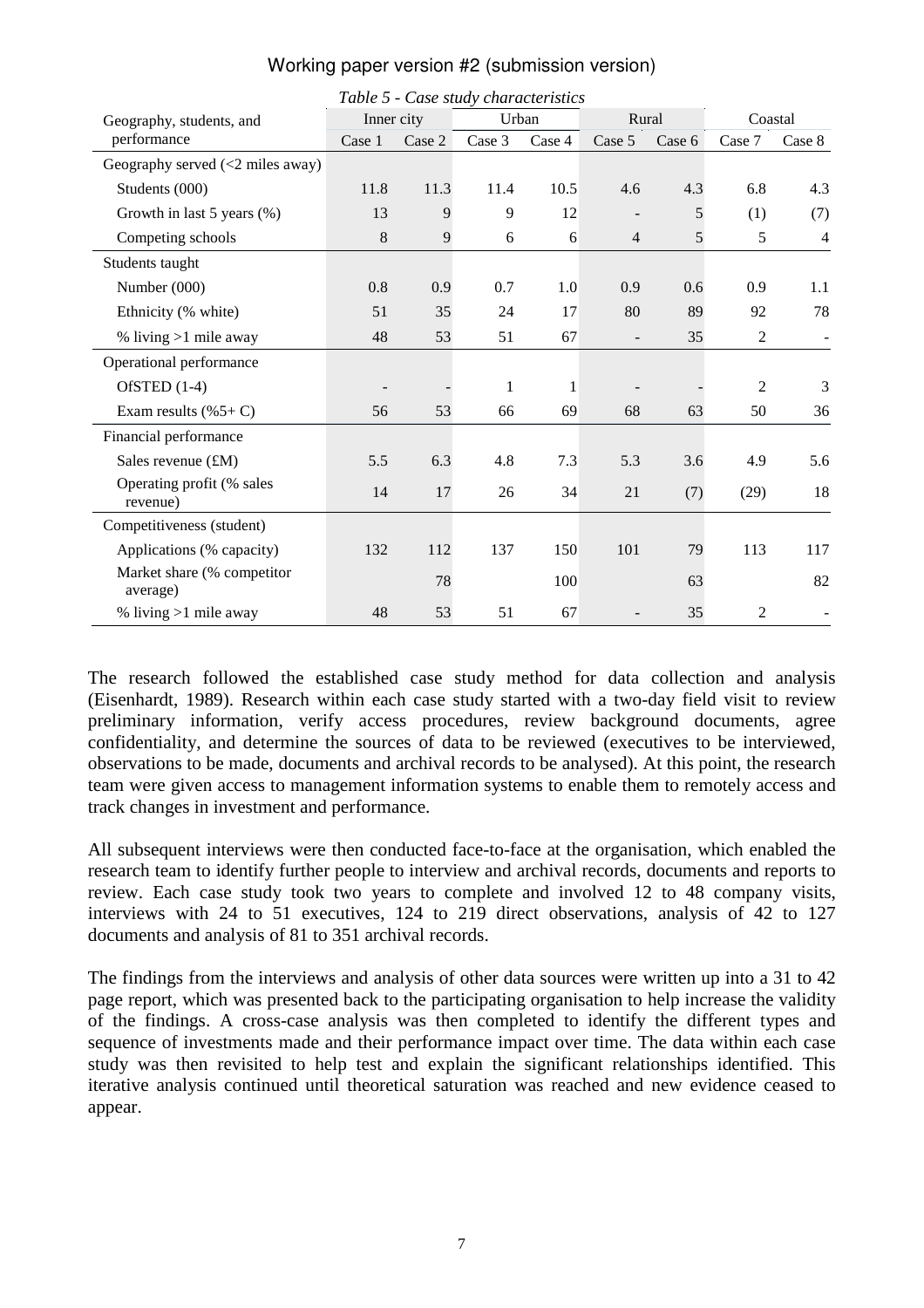Table 5 - Case study characteristics

| Geography, students, and performance | Inner city | | Urban | | Rural | | Coastal | |
|---|---|---|---|---|---|---|---|---|
| | Case 1 | Case 2 | Case 3 | Case 4 | Case 5 | Case 6 | Case 7 | Case 8 |
| Geography served (<2 miles away) | | | | | | | | |
| Students (000) | 11.8 | 11.3 | 11.4 | 10.5 | 4.6 | 4.3 | 6.8 | 4.3 |
| Growth in last 5 years (%) | 13 | 9 | 9 | 12 | - | 5 | (1) | (7) |
| Competing schools | 8 | 9 | 6 | 6 | 4 | 5 | 5 | 4 |
| Students taught | | | | | | | | |
| Number (000) | 0.8 | 0.9 | 0.7 | 1.0 | 0.9 | 0.6 | 0.9 | 1.1 |
| Ethnicity (% white) | 51 | 35 | 24 | 17 | 80 | 89 | 92 | 78 |
| % living >1 mile away | 48 | 53 | 51 | 67 | - | 35 | 2 | - |
| Operational performance | | | | | | | | |
| OfSTED (1-4) | - | - | 1 | 1 | - | - | 2 | 3 |
| Exam results (%5+ C) | 56 | 53 | 66 | 69 | 68 | 63 | 50 | 36 |
| Financial performance | | | | | | | | |
| Sales revenue (£M) | 5.5 | 6.3 | 4.8 | 7.3 | 5.3 | 3.6 | 4.9 | 5.6 |
| Operating profit (% sales revenue) | 14 | 17 | 26 | 34 | 21 | (7) | (29) | 18 |
| Competitiveness (student) | | | | | | | | |
| Applications (% capacity) | 132 | 112 | 137 | 150 | 101 | 79 | 113 | 117 |
| Market share (% competitor average) | | 78 | | 100 | | 63 | | 82 |
| % living >1 mile away | 48 | 53 | 51 | 67 | - | 35 | 2 | - |

The research followed the established case study method for data collection and analysis (Eisenhardt, 1989). Research within each case study started with a two-day field visit to review preliminary information, verify access procedures, review background documents, agree confidentiality, and determine the sources of data to be reviewed (executives to be interviewed, observations to be made, documents and archival records to be analysed). At this point, the research team were given access to management information systems to enable them to remotely access and track changes in investment and performance.

All subsequent interviews were then conducted face-to-face at the organisation, which enabled the research team to identify further people to interview and archival records, documents and reports to review. Each case study took two years to complete and involved 12 to 48 company visits, interviews with 24 to 51 executives, 124 to 219 direct observations, analysis of 42 to 127 documents and analysis of 81 to 351 archival records.

The findings from the interviews and analysis of other data sources were written up into a 31 to 42 page report, which was presented back to the participating organisation to help increase the validity of the findings. A cross-case analysis was then completed to identify the different types and sequence of investments made and their performance impact over time. The data within each case study was then revisited to help test and explain the significant relationships identified. This iterative analysis continued until theoretical saturation was reached and new evidence ceased to appear.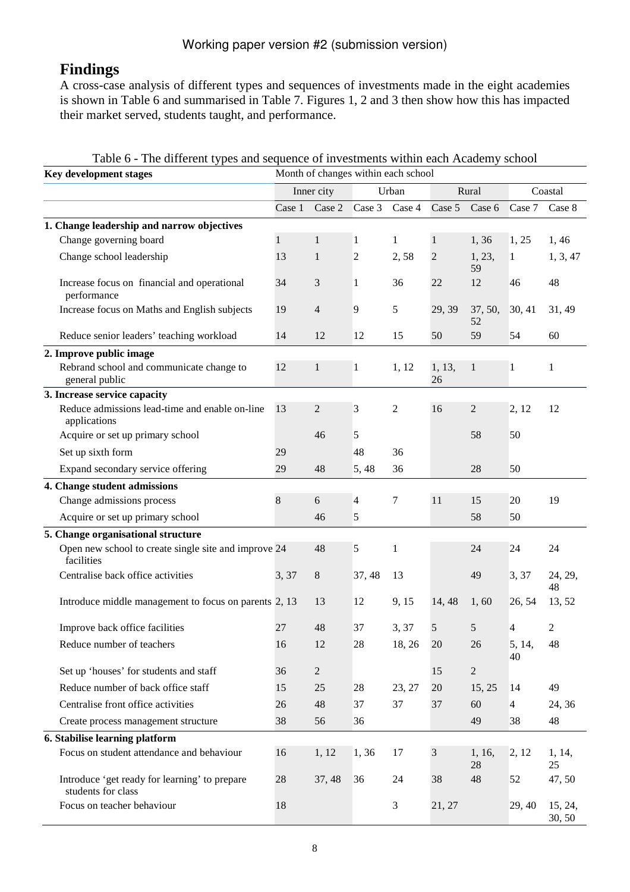## Findings

A cross-case analysis of different types and sequences of investments made in the eight academies is shown in Table 6 and summarised in Table 7. Figures 1, 2 and 3 then show how this has impacted their market served, students taught, and performance.

Table 6 - The different types and sequence of investments within each Academy school

| Key development stages | Month of changes within each school | | | | | | | |
|---|---|---|---|---|---|---|---|---|
| | Inner city | | Urban | | Rural | | Coastal | |
| | Case 1 | Case 2 | Case 3 | Case 4 | Case 5 | Case 6 | Case 7 | Case 8 |
| **1. Change leadership and narrow objectives** | | | | | | | | |
| Change governing board | 1 | 1 | 1 | 1 | 1 | 1, 36 | 1, 25 | 1, 46 |
| Change school leadership | 13 | 1 | 2 | 2, 58 | 2 | 1, 23, 59 | 1 | 1, 3, 47 |
| Increase focus on financial and operational performance | 34 | 3 | 1 | 36 | 22 | 12 | 46 | 48 |
| Increase focus on Maths and English subjects | 19 | 4 | 9 | 5 | 29, 39 | 37, 50, 52 | 30, 41 | 31, 49 |
| Reduce senior leaders' teaching workload | 14 | 12 | 12 | 15 | 50 | 59 | 54 | 60 |
| **2. Improve public image** | | | | | | | | |
| Rebrand school and communicate change to general public | 12 | 1 | 1 | 1, 12 | 1, 13, 26 | 1 | 1 | 1 |
| **3. Increase service capacity** | | | | | | | | |
| Reduce admissions lead-time and enable on-line applications | 13 | 2 | 3 | 2 | 16 | 2 | 2, 12 | 12 |
| Acquire or set up primary school | | 46 | 5 | | | 58 | 50 | |
| Set up sixth form | 29 | | 48 | 36 | | | | |
| Expand secondary service offering | 29 | 48 | 5, 48 | 36 | | 28 | 50 | |
| **4. Change student admissions** | | | | | | | | |
| Change admissions process | 8 | 6 | 4 | 7 | 11 | 15 | 20 | 19 |
| Acquire or set up primary school | | 46 | 5 | | | 58 | 50 | |
| **5. Change organisational structure** | | | | | | | | |
| Open new school to create single site and improve facilities | 24 | 48 | 5 | 1 | | 24 | 24 | 24 |
| Centralise back office activities | 3, 37 | 8 | 37, 48 | 13 | | 49 | 3, 37 | 24, 29, 48 |
| Introduce middle management to focus on parents | 2, 13 | 13 | 12 | 9, 15 | 14, 48 | 1, 60 | 26, 54 | 13, 52 |
| Improve back office facilities | 27 | 48 | 37 | 3, 37 | 5 | 5 | 4 | 2 |
| Reduce number of teachers | 16 | 12 | 28 | 18, 26 | 20 | 26 | 5, 14, 40 | 48 |
| Set up 'houses' for students and staff | 36 | 2 | | | 15 | 2 | | |
| Reduce number of back office staff | 15 | 25 | 28 | 23, 27 | 20 | 15, 25 | 14 | 49 |
| Centralise front office activities | 26 | 48 | 37 | 37 | 37 | 60 | 4 | 24, 36 |
| Create process management structure | 38 | 56 | 36 | | | 49 | 38 | 48 |
| **6. Stabilise learning platform** | | | | | | | | |
| Focus on student attendance and behaviour | 16 | 1, 12 | 1, 36 | 17 | 3 | 1, 16, 28 | 2, 12 | 1, 14, 25 |
| Introduce 'get ready for learning' to prepare students for class | 28 | 37, 48 | 36 | 24 | 38 | 48 | 52 | 47, 50 |
| Focus on teacher behaviour | 18 | | | 3 | 21, 27 | | 29, 40 | 15, 24, 30, 50 |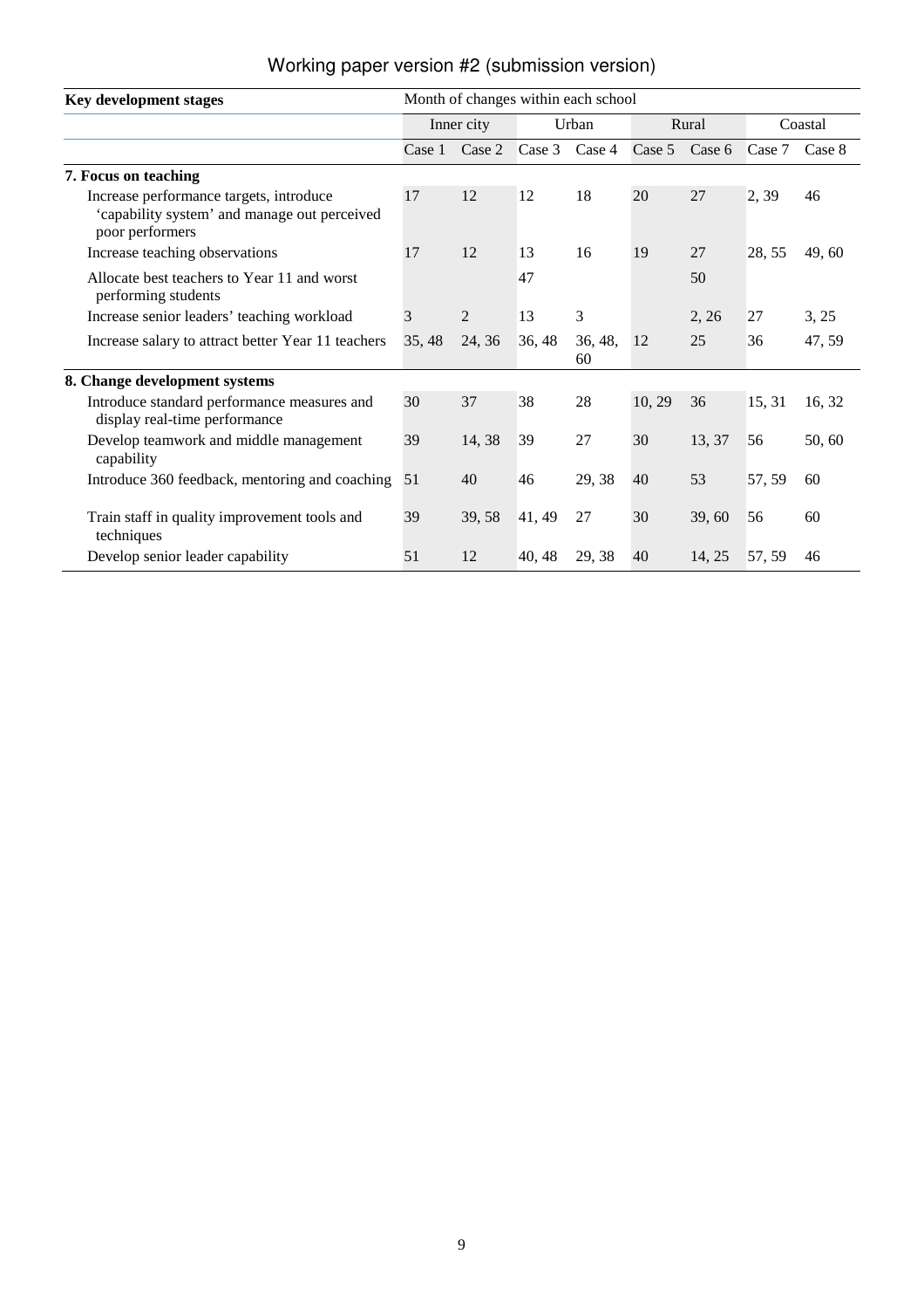Working paper version #2 (submission version)

| Key development stages | Month of changes within each school | | | | | | | |
|---|---|---|---|---|---|---|---|---|
| | Inner city | | Urban | | Rural | | Coastal | |
| | Case 1 | Case 2 | Case 3 | Case 4 | Case 5 | Case 6 | Case 7 | Case 8 |
| **7. Focus on teaching** | | | | | | | | |
| Increase performance targets, introduce ‘capability system’ and manage out perceived poor performers | 17 | 12 | 12 | 18 | 20 | 27 | 2, 39 | 46 |
| Increase teaching observations | 17 | 12 | 13 | 16 | 19 | 27 | 28, 55 | 49, 60 |
| Allocate best teachers to Year 11 and worst performing students | | | 47 | | | 50 | | |
| Increase senior leaders’ teaching workload | 3 | 2 | 13 | 3 | | 2, 26 | 27 | 3, 25 |
| Increase salary to attract better Year 11 teachers | 35, 48 | 24, 36 | 36, 48 | 36, 48, 60 | 12 | 25 | 36 | 47, 59 |
| **8. Change development systems** | | | | | | | | |
| Introduce standard performance measures and display real-time performance | 30 | 37 | 38 | 28 | 10, 29 | 36 | 15, 31 | 16, 32 |
| Develop teamwork and middle management capability | 39 | 14, 38 | 39 | 27 | 30 | 13, 37 | 56 | 50, 60 |
| Introduce 360 feedback, mentoring and coaching | 51 | 40 | 46 | 29, 38 | 40 | 53 | 57, 59 | 60 |
| Train staff in quality improvement tools and techniques | 39 | 39, 58 | 41, 49 | 27 | 30 | 39, 60 | 56 | 60 |
| Develop senior leader capability | 51 | 12 | 40, 48 | 29, 38 | 40 | 14, 25 | 57, 59 | 46 |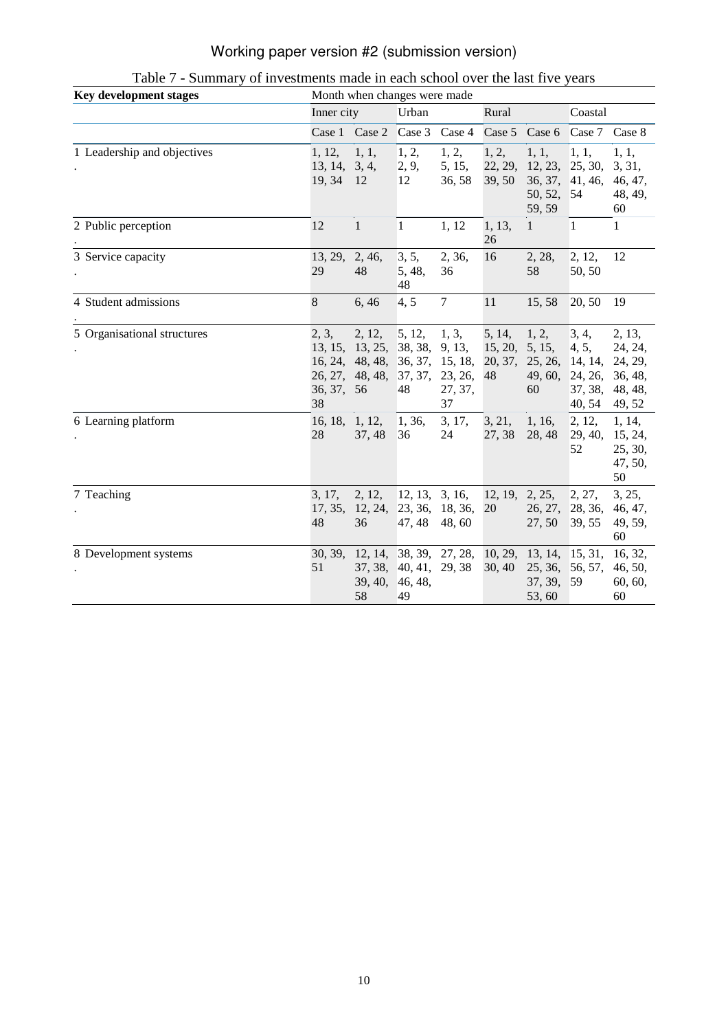Table 7 - Summary of investments made in each school over the last five years

| Key development stages | Month when changes were made | | | | | | | |
|---|---|---|---|---|---|---|---|---|
| | Inner city | | Urban | | Rural | | Coastal | |
| | Case 1 | Case 2 | Case 3 | Case 4 | Case 5 | Case 6 | Case 7 | Case 8 |
| 1. Leadership and objectives | 1, 12, 13, 14, 19, 34 | 1, 1, 3, 4, 12 | 1, 2, 2, 9, 12 | 1, 2, 5, 15, 36, 58 | 1, 2, 22, 29, 39, 50 | 1, 1, 12, 23, 36, 37, 50, 52, 59, 59 | 1, 1, 25, 30, 41, 46, 54 | 1, 1, 3, 31, 46, 47, 48, 49, 60 |
| 2. Public perception | 12 | 1 | 1 | 1, 12 | 1, 13, 26 | 1 | 1 | 1 |
| 3. Service capacity | 13, 29, 29 | 2, 46, 48 | 3, 5, 5, 48, 48 | 2, 36, 36 | 16 | 2, 28, 58 | 2, 12, 50, 50 | 12 |
| 4. Student admissions | 8 | 6, 46 | 4, 5 | 7 | 11 | 15, 58 | 20, 50 | 19 |
| 5. Organisational structures | 2, 3, 13, 15, 16, 24, 26, 27, 36, 37, 38 | 2, 12, 13, 25, 48, 48, 48, 48, 56 | 5, 12, 38, 38, 36, 37, 37, 37, 48 | 1, 3, 9, 13, 15, 18, 23, 26, 27, 37, 37 | 5, 14, 15, 20, 20, 37, 48 | 1, 2, 5, 15, 25, 26, 49, 60, 60 | 3, 4, 4, 5, 14, 14, 24, 26, 37, 38, 40, 54 | 2, 13, 24, 24, 24, 29, 36, 48, 48, 48, 49, 52 |
| 6. Learning platform | 16, 18, 28 | 1, 12, 37, 48 | 1, 36, 36 | 3, 17, 24 | 3, 21, 27, 38 | 1, 16, 28, 48 | 2, 12, 29, 40, 52 | 1, 14, 15, 24, 25, 30, 47, 50, 50 |
| 7. Teaching | 3, 17, 17, 35, 48 | 2, 12, 12, 24, 36 | 12, 13, 23, 36, 47, 48 | 3, 16, 18, 36, 48, 60 | 12, 19, 20 | 2, 25, 26, 27, 27, 50 | 2, 27, 28, 36, 39, 55 | 3, 25, 46, 47, 49, 59, 60 |
| 8. Development systems | 30, 39, 51 | 12, 14, 37, 38, 39, 40, 58 | 38, 39, 40, 41, 46, 48, 49 | 27, 28, 29, 38 | 10, 29, 30, 40 | 13, 14, 25, 36, 37, 39, 53, 60 | 15, 31, 56, 57, 59 | 16, 32, 46, 50, 60, 60, 60 |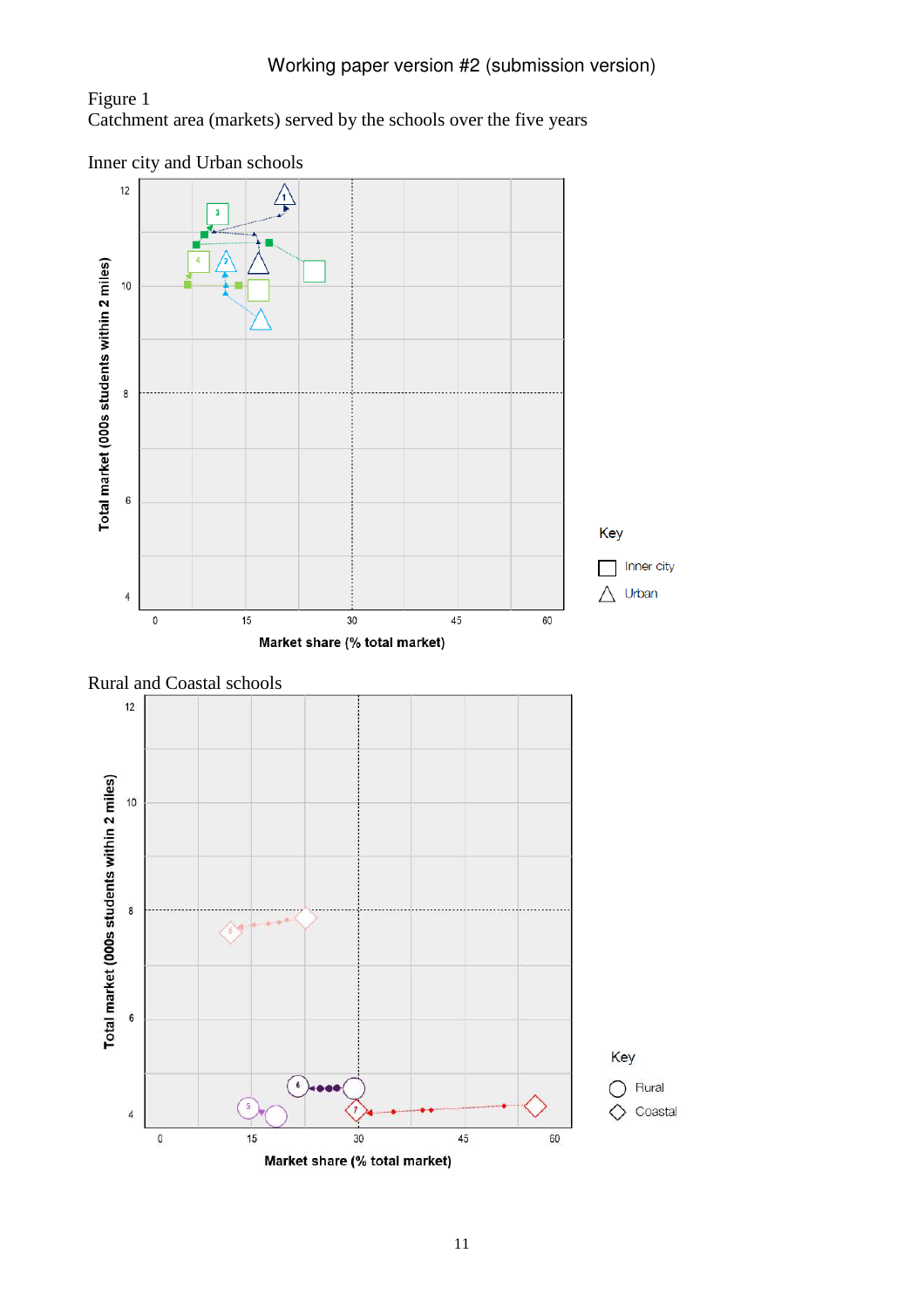Figure 1

Catchment area (markets) served by the schools over the five years

Inner city and Urban schools

Total market (000s students within 2 miles)

Market share (% total market)

Key

Inner city

Urban

Rural and Coastal schools

Total market (000s students within 2 miles)

Market share (% total market)

Key

Rural

Coastal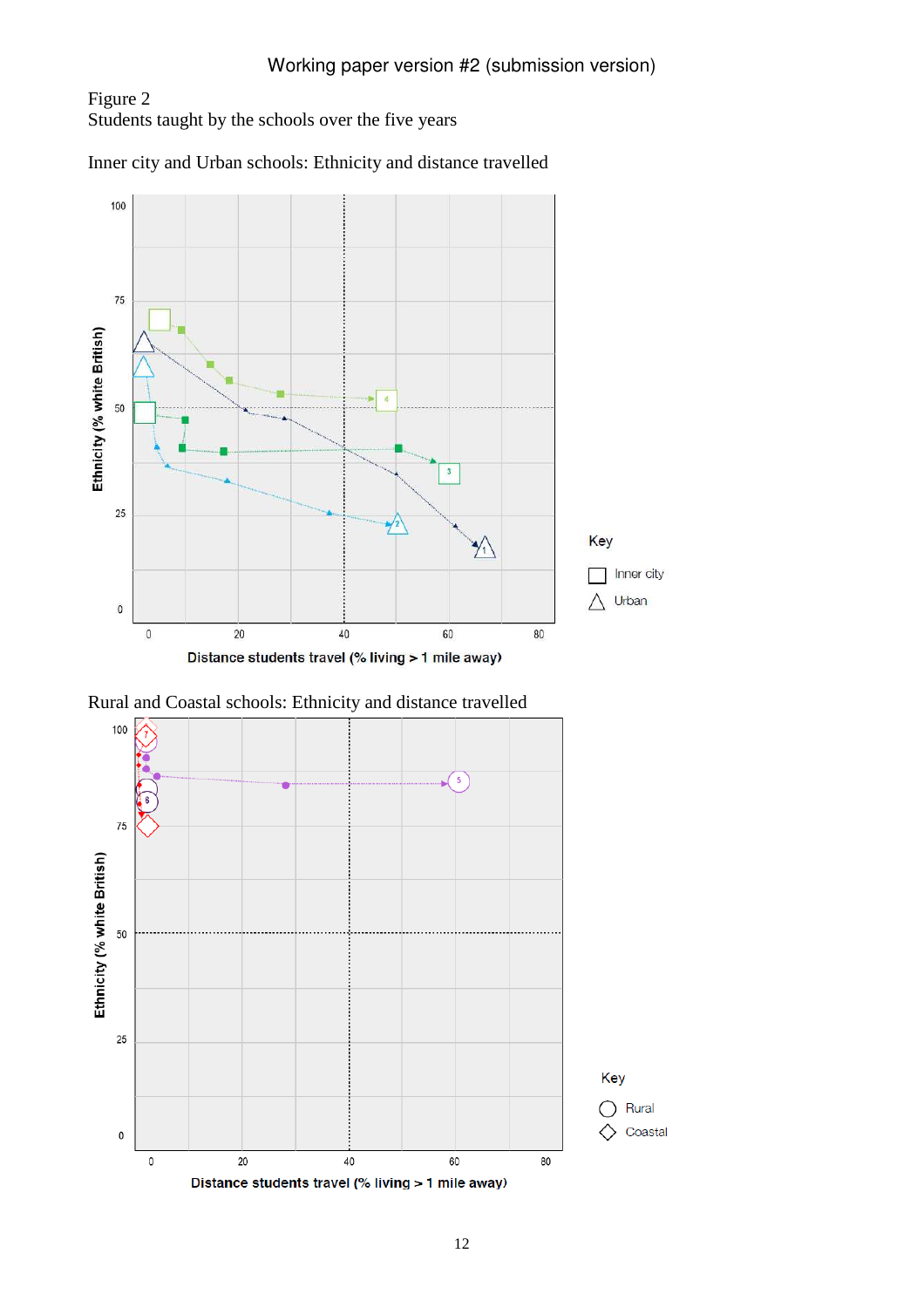Figure 2
Students taught by the schools over the five years

Inner city and Urban schools: Ethnicity and distance travelled

Ethnicity (% white British)

Distance students travel (% living > 1 mile away)

Key

Inner city

Urban

Rural and Coastal schools: Ethnicity and distance travelled

Ethnicity (% white British)

Distance students travel (% living > 1 mile away)

Key

Rural

Coastal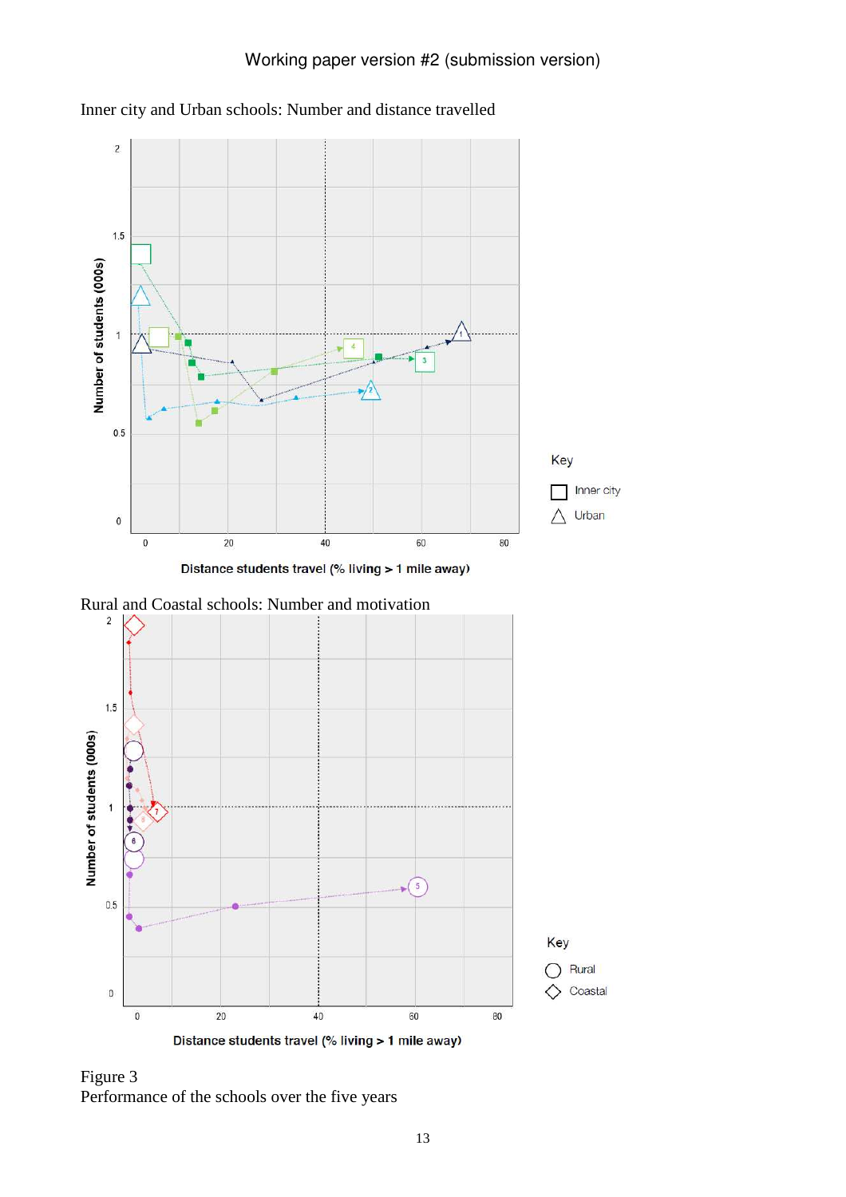Inner city and Urban schools: Number and distance travelled

Rural and Coastal schools: Number and motivation

Figure 3
Performance of the schools over the five years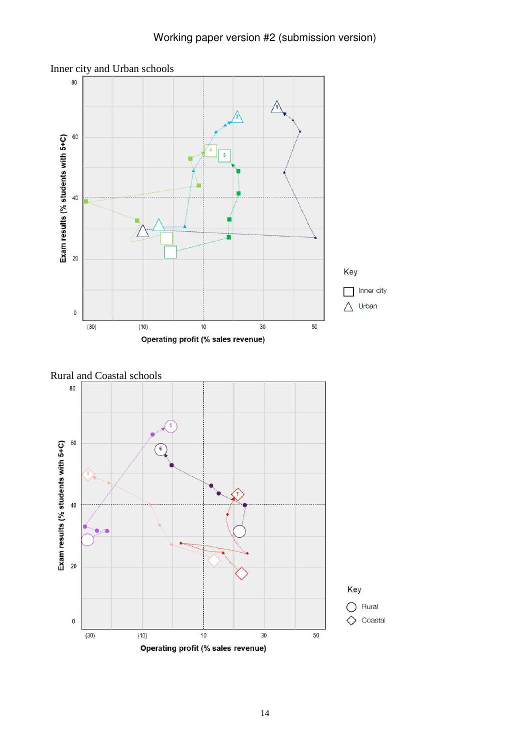Inner city and Urban schools

Exam results (% students with 5+C)

Operating profit (% sales revenue)

Key

Inner city

Urban

Rural and Coastal schools

Exam results (% students with 5+C)

Operating profit (% sales revenue)

Key

Rural

Coastal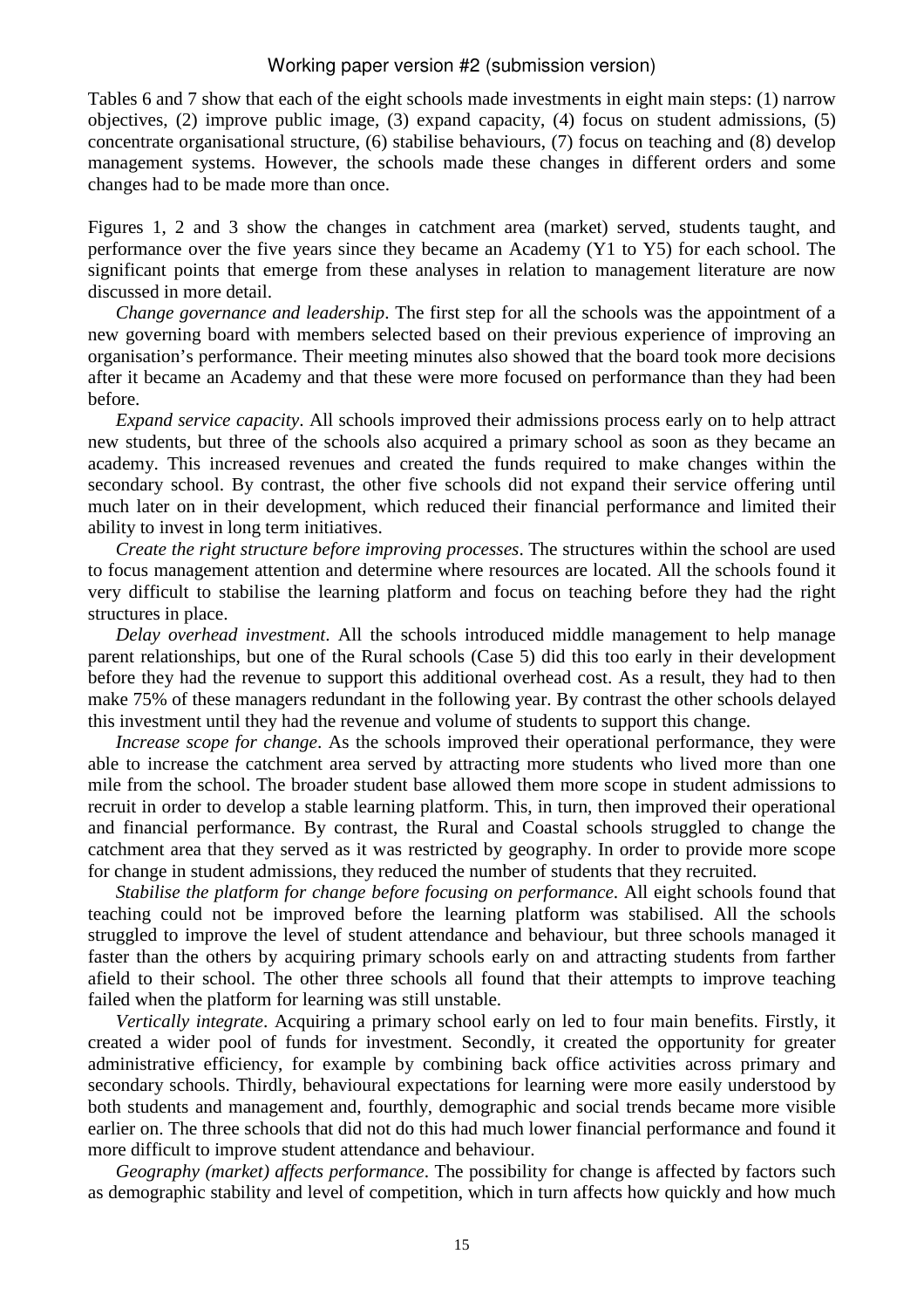Tables 6 and 7 show that each of the eight schools made investments in eight main steps: (1) narrow objectives, (2) improve public image, (3) expand capacity, (4) focus on student admissions, (5) concentrate organisational structure, (6) stabilise behaviours, (7) focus on teaching and (8) develop management systems. However, the schools made these changes in different orders and some changes had to be made more than once.

Figures 1, 2 and 3 show the changes in catchment area (market) served, students taught, and performance over the five years since they became an Academy (Y1 to Y5) for each school. The significant points that emerge from these analyses in relation to management literature are now discussed in more detail.

*Change governance and leadership*. The first step for all the schools was the appointment of a new governing board with members selected based on their previous experience of improving an organisation's performance. Their meeting minutes also showed that the board took more decisions after it became an Academy and that these were more focused on performance than they had been before.

*Expand service capacity*. All schools improved their admissions process early on to help attract new students, but three of the schools also acquired a primary school as soon as they became an academy. This increased revenues and created the funds required to make changes within the secondary school. By contrast, the other five schools did not expand their service offering until much later on in their development, which reduced their financial performance and limited their ability to invest in long term initiatives.

*Create the right structure before improving processes*. The structures within the school are used to focus management attention and determine where resources are located. All the schools found it very difficult to stabilise the learning platform and focus on teaching before they had the right structures in place.

*Delay overhead investment*. All the schools introduced middle management to help manage parent relationships, but one of the Rural schools (Case 5) did this too early in their development before they had the revenue to support this additional overhead cost. As a result, they had to then make 75% of these managers redundant in the following year. By contrast the other schools delayed this investment until they had the revenue and volume of students to support this change.

*Increase scope for change*. As the schools improved their operational performance, they were able to increase the catchment area served by attracting more students who lived more than one mile from the school. The broader student base allowed them more scope in student admissions to recruit in order to develop a stable learning platform. This, in turn, then improved their operational and financial performance. By contrast, the Rural and Coastal schools struggled to change the catchment area that they served as it was restricted by geography. In order to provide more scope for change in student admissions, they reduced the number of students that they recruited.

*Stabilise the platform for change before focusing on performance*. All eight schools found that teaching could not be improved before the learning platform was stabilised. All the schools struggled to improve the level of student attendance and behaviour, but three schools managed it faster than the others by acquiring primary schools early on and attracting students from farther afield to their school. The other three schools all found that their attempts to improve teaching failed when the platform for learning was still unstable.

*Vertically integrate*. Acquiring a primary school early on led to four main benefits. Firstly, it created a wider pool of funds for investment. Secondly, it created the opportunity for greater administrative efficiency, for example by combining back office activities across primary and secondary schools. Thirdly, behavioural expectations for learning were more easily understood by both students and management and, fourthly, demographic and social trends became more visible earlier on. The three schools that did not do this had much lower financial performance and found it more difficult to improve student attendance and behaviour.

*Geography (market) affects performance*. The possibility for change is affected by factors such as demographic stability and level of competition, which in turn affects how quickly and how much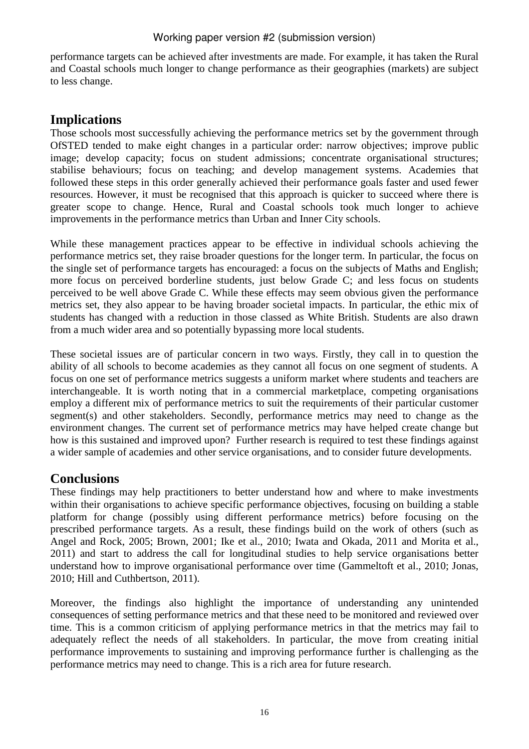performance targets can be achieved after investments are made. For example, it has taken the Rural and Coastal schools much longer to change performance as their geographies (markets) are subject to less change.

## Implications

Those schools most successfully achieving the performance metrics set by the government through OfSTED tended to make eight changes in a particular order: narrow objectives; improve public image; develop capacity; focus on student admissions; concentrate organisational structures; stabilise behaviours; focus on teaching; and develop management systems. Academies that followed these steps in this order generally achieved their performance goals faster and used fewer resources. However, it must be recognised that this approach is quicker to succeed where there is greater scope to change. Hence, Rural and Coastal schools took much longer to achieve improvements in the performance metrics than Urban and Inner City schools.

While these management practices appear to be effective in individual schools achieving the performance metrics set, they raise broader questions for the longer term. In particular, the focus on the single set of performance targets has encouraged: a focus on the subjects of Maths and English; more focus on perceived borderline students, just below Grade C; and less focus on students perceived to be well above Grade C. While these effects may seem obvious given the performance metrics set, they also appear to be having broader societal impacts. In particular, the ethic mix of students has changed with a reduction in those classed as White British. Students are also drawn from a much wider area and so potentially bypassing more local students.

These societal issues are of particular concern in two ways. Firstly, they call in to question the ability of all schools to become academies as they cannot all focus on one segment of students. A focus on one set of performance metrics suggests a uniform market where students and teachers are interchangeable. It is worth noting that in a commercial marketplace, competing organisations employ a different mix of performance metrics to suit the requirements of their particular customer segment(s) and other stakeholders. Secondly, performance metrics may need to change as the environment changes. The current set of performance metrics may have helped create change but how is this sustained and improved upon? Further research is required to test these findings against a wider sample of academies and other service organisations, and to consider future developments.

## Conclusions

These findings may help practitioners to better understand how and where to make investments within their organisations to achieve specific performance objectives, focusing on building a stable platform for change (possibly using different performance metrics) before focusing on the prescribed performance targets. As a result, these findings build on the work of others (such as Angel and Rock, 2005; Brown, 2001; Ike et al., 2010; Iwata and Okada, 2011 and Morita et al., 2011) and start to address the call for longitudinal studies to help service organisations better understand how to improve organisational performance over time (Gammeltoft et al., 2010; Jonas, 2010; Hill and Cuthbertson, 2011).

Moreover, the findings also highlight the importance of understanding any unintended consequences of setting performance metrics and that these need to be monitored and reviewed over time. This is a common criticism of applying performance metrics in that the metrics may fail to adequately reflect the needs of all stakeholders. In particular, the move from creating initial performance improvements to sustaining and improving performance further is challenging as the performance metrics may need to change. This is a rich area for future research.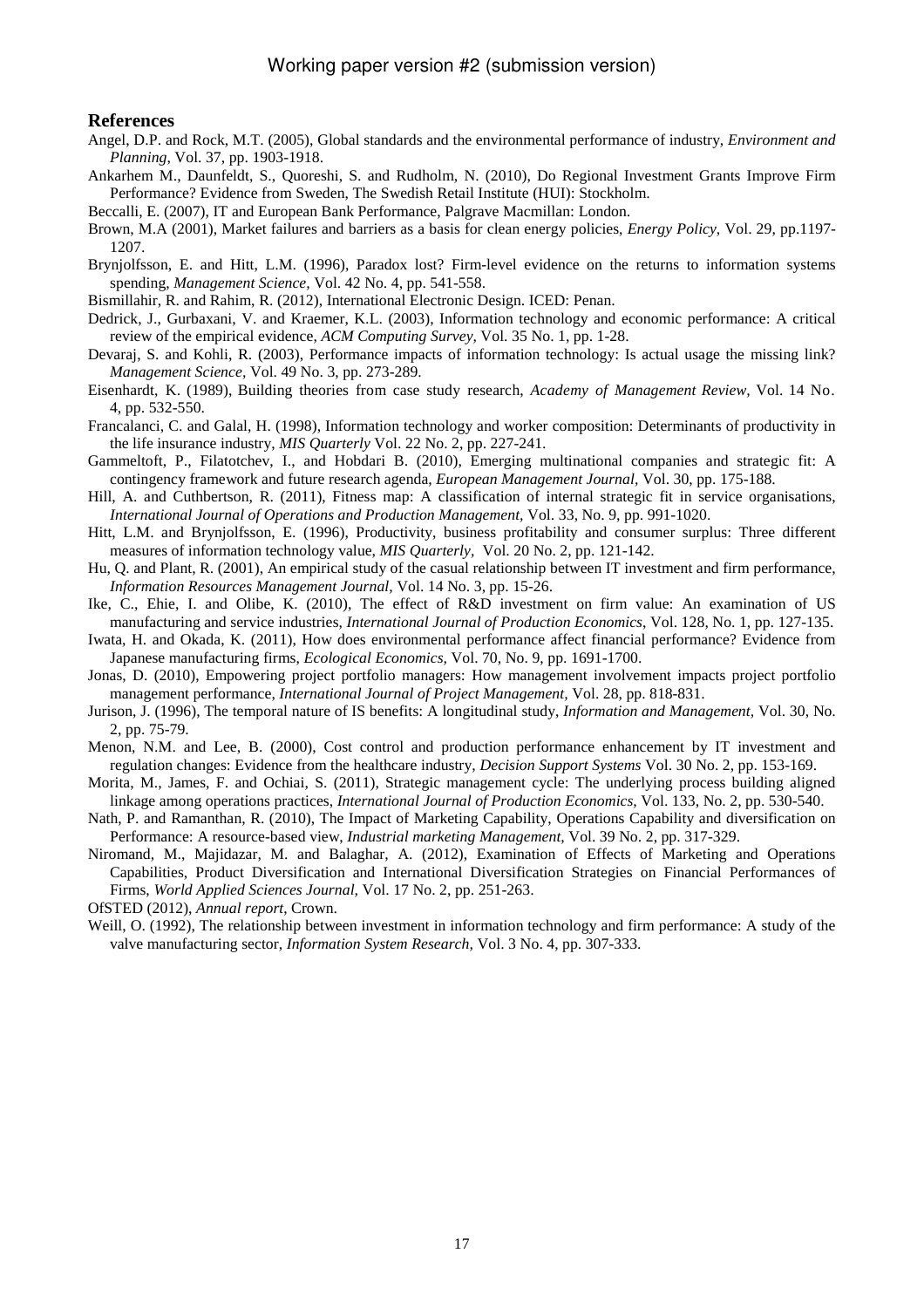## References

Angel, D.P. and Rock, M.T. (2005), Global standards and the environmental performance of industry, *Environment and Planning*, Vol. 37, pp. 1903-1918.

Ankarhem M., Daunfeldt, S., Quoreshi, S. and Rudholm, N. (2010), Do Regional Investment Grants Improve Firm Performance? Evidence from Sweden, The Swedish Retail Institute (HUI): Stockholm.

Beccalli, E. (2007), IT and European Bank Performance, Palgrave Macmillan: London.

Brown, M.A (2001), Market failures and barriers as a basis for clean energy policies, *Energy Policy*, Vol. 29, pp.1197-1207.

Brynjolfsson, E. and Hitt, L.M. (1996), Paradox lost? Firm-level evidence on the returns to information systems spending, *Management Science,* Vol. 42 No. 4, pp. 541-558.

Bismillahir, R. and Rahim, R. (2012), International Electronic Design. ICED: Penan.

Dedrick, J., Gurbaxani, V. and Kraemer, K.L. (2003), Information technology and economic performance: A critical review of the empirical evidence, *ACM Computing Survey,* Vol. 35 No. 1, pp. 1-28.

Devaraj, S. and Kohli, R. (2003), Performance impacts of information technology: Is actual usage the missing link? *Management Science*, Vol. 49 No. 3, pp. 273-289.

Eisenhardt, K. (1989), Building theories from case study research, *Academy of Management Review,* Vol. 14 No. 4, pp. 532-550.

Francalanci, C. and Galal, H. (1998), Information technology and worker composition: Determinants of productivity in the life insurance industry, *MIS Quarterly* Vol. 22 No. 2, pp. 227-241.

Gammeltoft, P., Filatotchev, I., and Hobdari B. (2010), Emerging multinational companies and strategic fit: A contingency framework and future research agenda, *European Management Journal*, Vol. 30, pp. 175-188.

Hill, A. and Cuthbertson, R. (2011), Fitness map: A classification of internal strategic fit in service organisations, *International Journal of Operations and Production Management*, Vol. 33, No. 9, pp. 991-1020.

Hitt, L.M. and Brynjolfsson, E. (1996), Productivity, business profitability and consumer surplus: Three different measures of information technology value, *MIS Quarterly,* Vol. 20 No. 2, pp. 121-142.

Hu, Q. and Plant, R. (2001), An empirical study of the casual relationship between IT investment and firm performance, *Information Resources Management Journal,* Vol. 14 No. 3, pp. 15-26.

Ike, C., Ehie, I. and Olibe, K. (2010), The effect of R&D investment on firm value: An examination of US manufacturing and service industries, *International Journal of Production Economics*, Vol. 128, No. 1, pp. 127-135.

Iwata, H. and Okada, K. (2011), How does environmental performance affect financial performance? Evidence from Japanese manufacturing firms, *Ecological Economics,* Vol. 70, No. 9, pp. 1691-1700.

Jonas, D. (2010), Empowering project portfolio managers: How management involvement impacts project portfolio management performance, *International Journal of Project Management*, Vol. 28, pp. 818-831.

Jurison, J. (1996), The temporal nature of IS benefits: A longitudinal study, *Information and Management,* Vol. 30, No. 2, pp. 75-79.

Menon, N.M. and Lee, B. (2000), Cost control and production performance enhancement by IT investment and regulation changes: Evidence from the healthcare industry, *Decision Support Systems* Vol. 30 No. 2, pp. 153-169.

Morita, M., James, F. and Ochiai, S. (2011), Strategic management cycle: The underlying process building aligned linkage among operations practices, *International Journal of Production Economics*, Vol. 133, No. 2, pp. 530-540.

Nath, P. and Ramanthan, R. (2010), The Impact of Marketing Capability, Operations Capability and diversification on Performance: A resource-based view, *Industrial marketing Management,* Vol. 39 No. 2, pp. 317-329.

Niromand, M., Majidazar, M. and Balaghar, A. (2012), Examination of Effects of Marketing and Operations Capabilities, Product Diversification and International Diversification Strategies on Financial Performances of Firms, *World Applied Sciences Journal,* Vol. 17 No. 2, pp. 251-263.

OfSTED (2012), *Annual report*, Crown.

Weill, O. (1992), The relationship between investment in information technology and firm performance: A study of the valve manufacturing sector, *Information System Research,* Vol. 3 No. 4, pp. 307-333.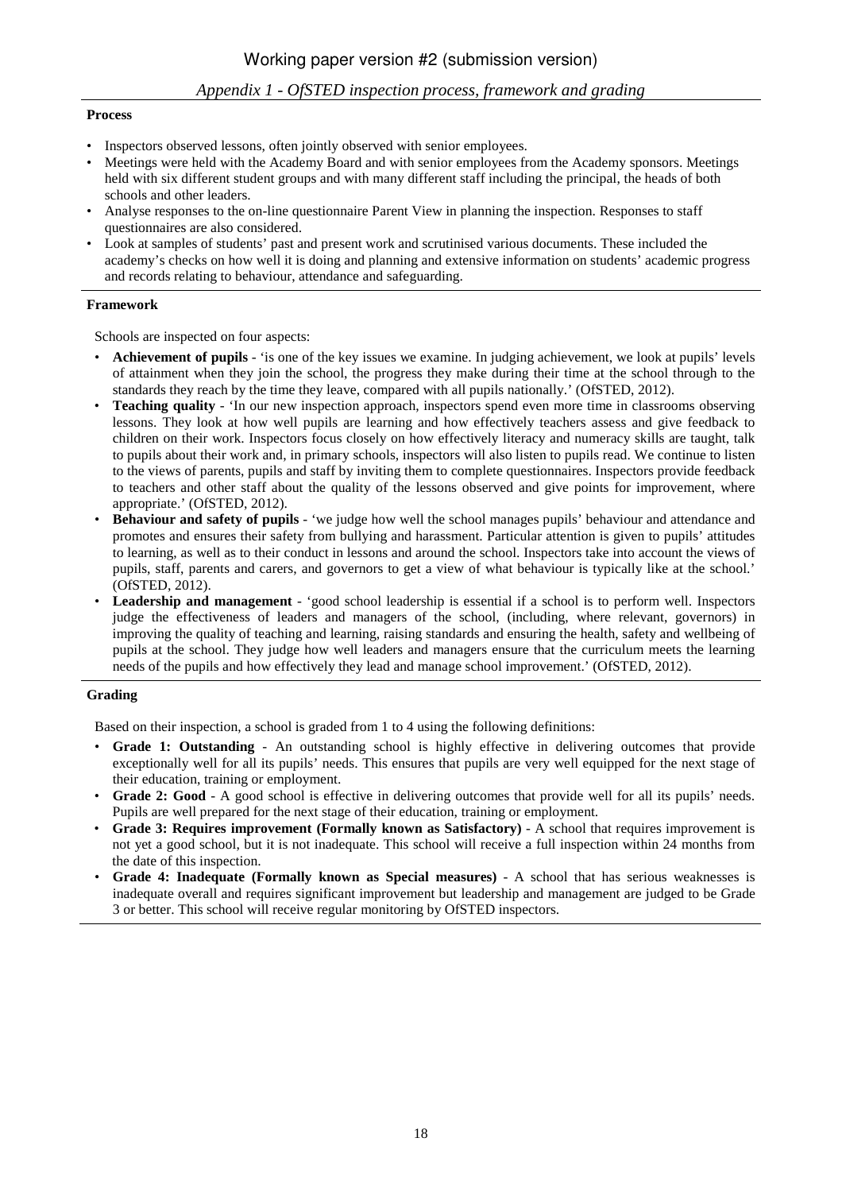*Appendix 1 - OfSTED inspection process, framework and grading*

**Process**

- Inspectors observed lessons, often jointly observed with senior employees.
- Meetings were held with the Academy Board and with senior employees from the Academy sponsors. Meetings held with six different student groups and with many different staff including the principal, the heads of both schools and other leaders.
- Analyse responses to the on-line questionnaire Parent View in planning the inspection. Responses to staff questionnaires are also considered.
- Look at samples of students' past and present work and scrutinised various documents. These included the academy's checks on how well it is doing and planning and extensive information on students' academic progress and records relating to behaviour, attendance and safeguarding.

**Framework**

Schools are inspected on four aspects:

- **Achievement of pupils** - 'is one of the key issues we examine. In judging achievement, we look at pupils' levels of attainment when they join the school, the progress they make during their time at the school through to the standards they reach by the time they leave, compared with all pupils nationally.' (OfSTED, 2012).
- **Teaching quality** - 'In our new inspection approach, inspectors spend even more time in classrooms observing lessons. They look at how well pupils are learning and how effectively teachers assess and give feedback to children on their work. Inspectors focus closely on how effectively literacy and numeracy skills are taught, talk to pupils about their work and, in primary schools, inspectors will also listen to pupils read. We continue to listen to the views of parents, pupils and staff by inviting them to complete questionnaires. Inspectors provide feedback to teachers and other staff about the quality of the lessons observed and give points for improvement, where appropriate.' (OfSTED, 2012).
- **Behaviour and safety of pupils** - 'we judge how well the school manages pupils' behaviour and attendance and promotes and ensures their safety from bullying and harassment. Particular attention is given to pupils' attitudes to learning, as well as to their conduct in lessons and around the school. Inspectors take into account the views of pupils, staff, parents and carers, and governors to get a view of what behaviour is typically like at the school.' (OfSTED, 2012).
- **Leadership and management** - 'good school leadership is essential if a school is to perform well. Inspectors judge the effectiveness of leaders and managers of the school, (including, where relevant, governors) in improving the quality of teaching and learning, raising standards and ensuring the health, safety and wellbeing of pupils at the school. They judge how well leaders and managers ensure that the curriculum meets the learning needs of the pupils and how effectively they lead and manage school improvement.' (OfSTED, 2012).

**Grading**

Based on their inspection, a school is graded from 1 to 4 using the following definitions:

- **Grade 1: Outstanding** - An outstanding school is highly effective in delivering outcomes that provide exceptionally well for all its pupils' needs. This ensures that pupils are very well equipped for the next stage of their education, training or employment.
- **Grade 2: Good** - A good school is effective in delivering outcomes that provide well for all its pupils' needs. Pupils are well prepared for the next stage of their education, training or employment.
- **Grade 3: Requires improvement (Formally known as Satisfactory)** - A school that requires improvement is not yet a good school, but it is not inadequate. This school will receive a full inspection within 24 months from the date of this inspection.
- **Grade 4: Inadequate (Formally known as Special measures)** - A school that has serious weaknesses is inadequate overall and requires significant improvement but leadership and management are judged to be Grade 3 or better. This school will receive regular monitoring by OfSTED inspectors.